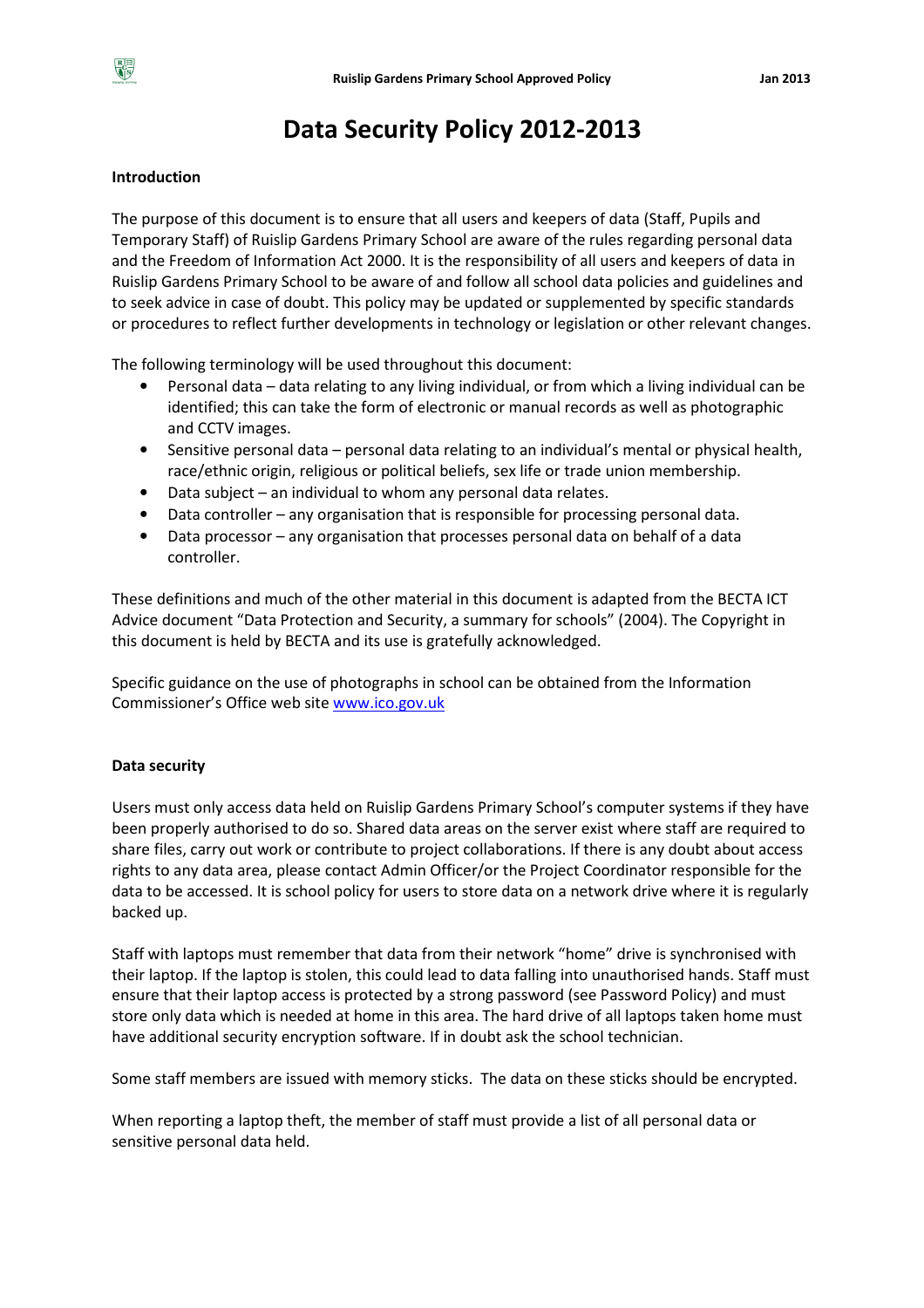# Data Security Policy 2012-2013

**Introduction**

The purpose of this document is to ensure that all users and keepers of data (Staff, Pupils and Temporary Staff) of Ruislip Gardens Primary School are aware of the rules regarding personal data and the Freedom of Information Act 2000. It is the responsibility of all users and keepers of data in Ruislip Gardens Primary School to be aware of and follow all school data policies and guidelines and to seek advice in case of doubt. This policy may be updated or supplemented by specific standards or procedures to reflect further developments in technology or legislation or other relevant changes.

The following terminology will be used throughout this document:

- Personal data – data relating to any living individual, or from which a living individual can be identified; this can take the form of electronic or manual records as well as photographic and CCTV images.
- Sensitive personal data – personal data relating to an individual's mental or physical health, race/ethnic origin, religious or political beliefs, sex life or trade union membership.
- Data subject – an individual to whom any personal data relates.
- Data controller – any organisation that is responsible for processing personal data.
- Data processor – any organisation that processes personal data on behalf of a data controller.

These definitions and much of the other material in this document is adapted from the BECTA ICT Advice document "Data Protection and Security, a summary for schools" (2004). The Copyright in this document is held by BECTA and its use is gratefully acknowledged.

Specific guidance on the use of photographs in school can be obtained from the Information Commissioner's Office web site www.ico.gov.uk

**Data security**

Users must only access data held on Ruislip Gardens Primary School's computer systems if they have been properly authorised to do so. Shared data areas on the server exist where staff are required to share files, carry out work or contribute to project collaborations. If there is any doubt about access rights to any data area, please contact Admin Officer/or the Project Coordinator responsible for the data to be accessed. It is school policy for users to store data on a network drive where it is regularly backed up.

Staff with laptops must remember that data from their network "home" drive is synchronised with their laptop. If the laptop is stolen, this could lead to data falling into unauthorised hands. Staff must ensure that their laptop access is protected by a strong password (see Password Policy) and must store only data which is needed at home in this area. The hard drive of all laptops taken home must have additional security encryption software. If in doubt ask the school technician.

Some staff members are issued with memory sticks. The data on these sticks should be encrypted.

When reporting a laptop theft, the member of staff must provide a list of all personal data or sensitive personal data held.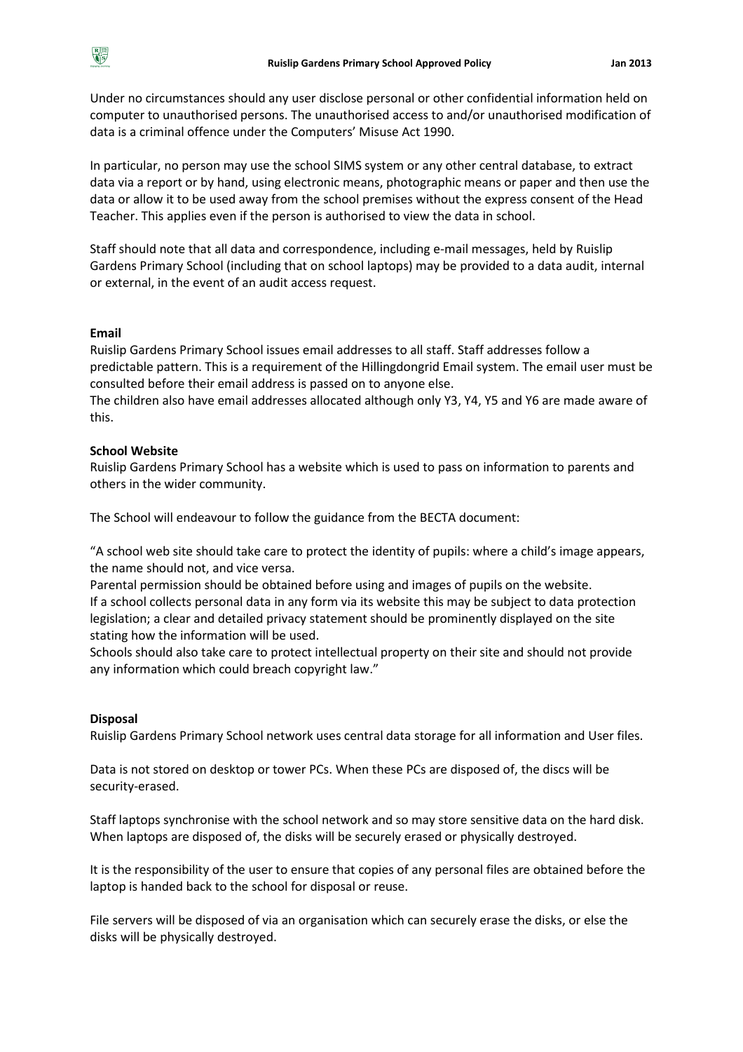Under no circumstances should any user disclose personal or other confidential information held on computer to unauthorised persons. The unauthorised access to and/or unauthorised modification of data is a criminal offence under the Computers' Misuse Act 1990.

In particular, no person may use the school SIMS system or any other central database, to extract data via a report or by hand, using electronic means, photographic means or paper and then use the data or allow it to be used away from the school premises without the express consent of the Head Teacher. This applies even if the person is authorised to view the data in school.

Staff should note that all data and correspondence, including e-mail messages, held by Ruislip Gardens Primary School (including that on school laptops) may be provided to a data audit, internal or external, in the event of an audit access request.

**Email**

Ruislip Gardens Primary School issues email addresses to all staff. Staff addresses follow a predictable pattern. This is a requirement of the Hillingdongrid Email system. The email user must be consulted before their email address is passed on to anyone else.

The children also have email addresses allocated although only Y3, Y4, Y5 and Y6 are made aware of this.

**School Website**

Ruislip Gardens Primary School has a website which is used to pass on information to parents and others in the wider community.

The School will endeavour to follow the guidance from the BECTA document:

"A school web site should take care to protect the identity of pupils: where a child's image appears, the name should not, and vice versa.

Parental permission should be obtained before using and images of pupils on the website.

If a school collects personal data in any form via its website this may be subject to data protection legislation; a clear and detailed privacy statement should be prominently displayed on the site stating how the information will be used.

Schools should also take care to protect intellectual property on their site and should not provide any information which could breach copyright law."

**Disposal**

Ruislip Gardens Primary School network uses central data storage for all information and User files.

Data is not stored on desktop or tower PCs. When these PCs are disposed of, the discs will be security-erased.

Staff laptops synchronise with the school network and so may store sensitive data on the hard disk. When laptops are disposed of, the disks will be securely erased or physically destroyed.

It is the responsibility of the user to ensure that copies of any personal files are obtained before the laptop is handed back to the school for disposal or reuse.

File servers will be disposed of via an organisation which can securely erase the disks, or else the disks will be physically destroyed.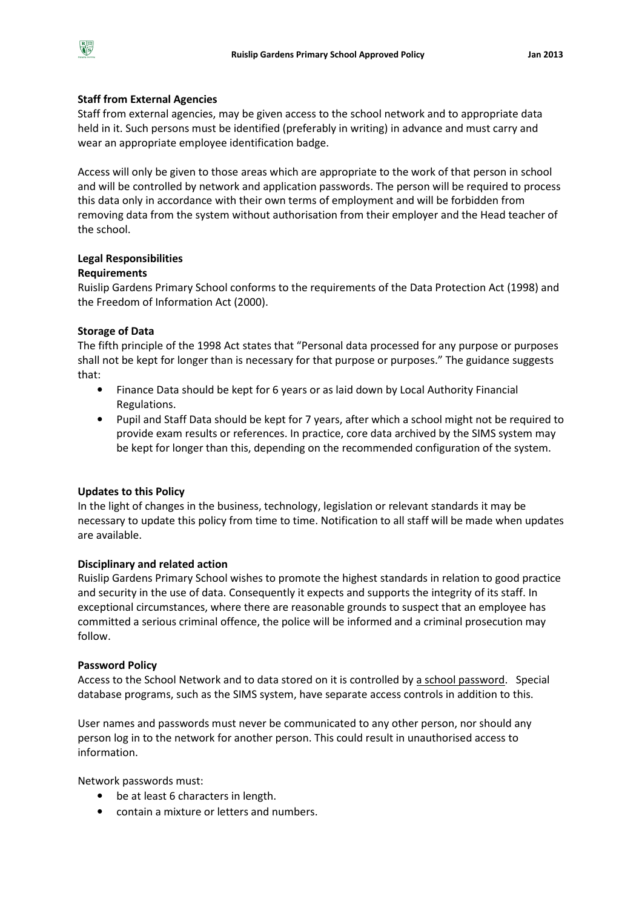**Staff from External Agencies**

Staff from external agencies, may be given access to the school network and to appropriate data held in it. Such persons must be identified (preferably in writing) in advance and must carry and wear an appropriate employee identification badge.

Access will only be given to those areas which are appropriate to the work of that person in school and will be controlled by network and application passwords. The person will be required to process this data only in accordance with their own terms of employment and will be forbidden from removing data from the system without authorisation from their employer and the Head teacher of the school.

**Legal Responsibilities**

**Requirements**

Ruislip Gardens Primary School conforms to the requirements of the Data Protection Act (1998) and the Freedom of Information Act (2000).

**Storage of Data**

The fifth principle of the 1998 Act states that "Personal data processed for any purpose or purposes shall not be kept for longer than is necessary for that purpose or purposes." The guidance suggests that:

- Finance Data should be kept for 6 years or as laid down by Local Authority Financial Regulations.
- Pupil and Staff Data should be kept for 7 years, after which a school might not be required to provide exam results or references. In practice, core data archived by the SIMS system may be kept for longer than this, depending on the recommended configuration of the system.

**Updates to this Policy**

In the light of changes in the business, technology, legislation or relevant standards it may be necessary to update this policy from time to time. Notification to all staff will be made when updates are available.

**Disciplinary and related action**

Ruislip Gardens Primary School wishes to promote the highest standards in relation to good practice and security in the use of data. Consequently it expects and supports the integrity of its staff. In exceptional circumstances, where there are reasonable grounds to suspect that an employee has committed a serious criminal offence, the police will be informed and a criminal prosecution may follow.

**Password Policy**

Access to the School Network and to data stored on it is controlled by a school password. Special database programs, such as the SIMS system, have separate access controls in addition to this.

User names and passwords must never be communicated to any other person, nor should any person log in to the network for another person. This could result in unauthorised access to information.

Network passwords must:

- be at least 6 characters in length.
- contain a mixture or letters and numbers.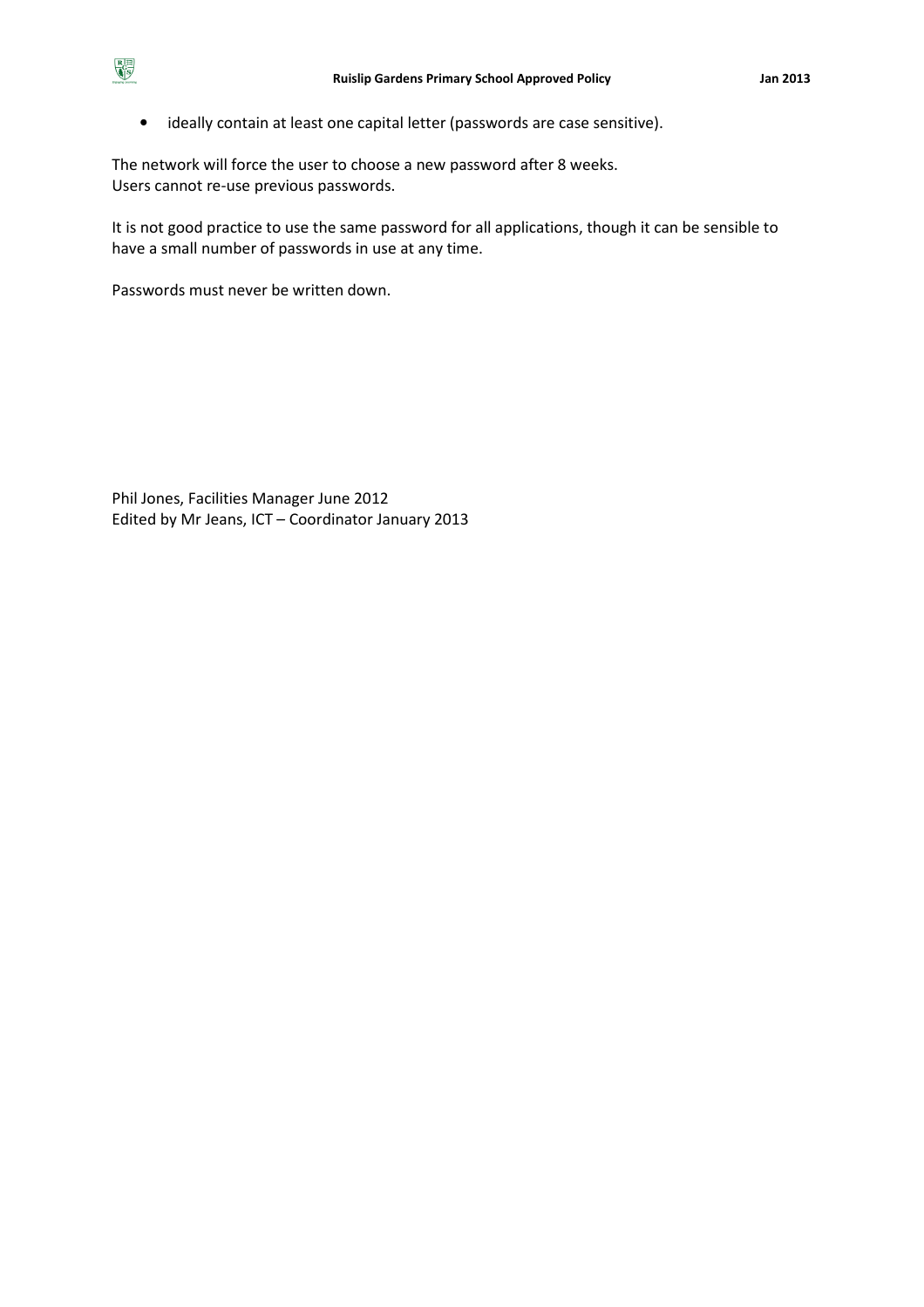- ideally contain at least one capital letter (passwords are case sensitive).

The network will force the user to choose a new password after 8 weeks.
Users cannot re-use previous passwords.

It is not good practice to use the same password for all applications, though it can be sensible to have a small number of passwords in use at any time.

Passwords must never be written down.

Phil Jones, Facilities Manager June 2012
Edited by Mr Jeans, ICT – Coordinator January 2013